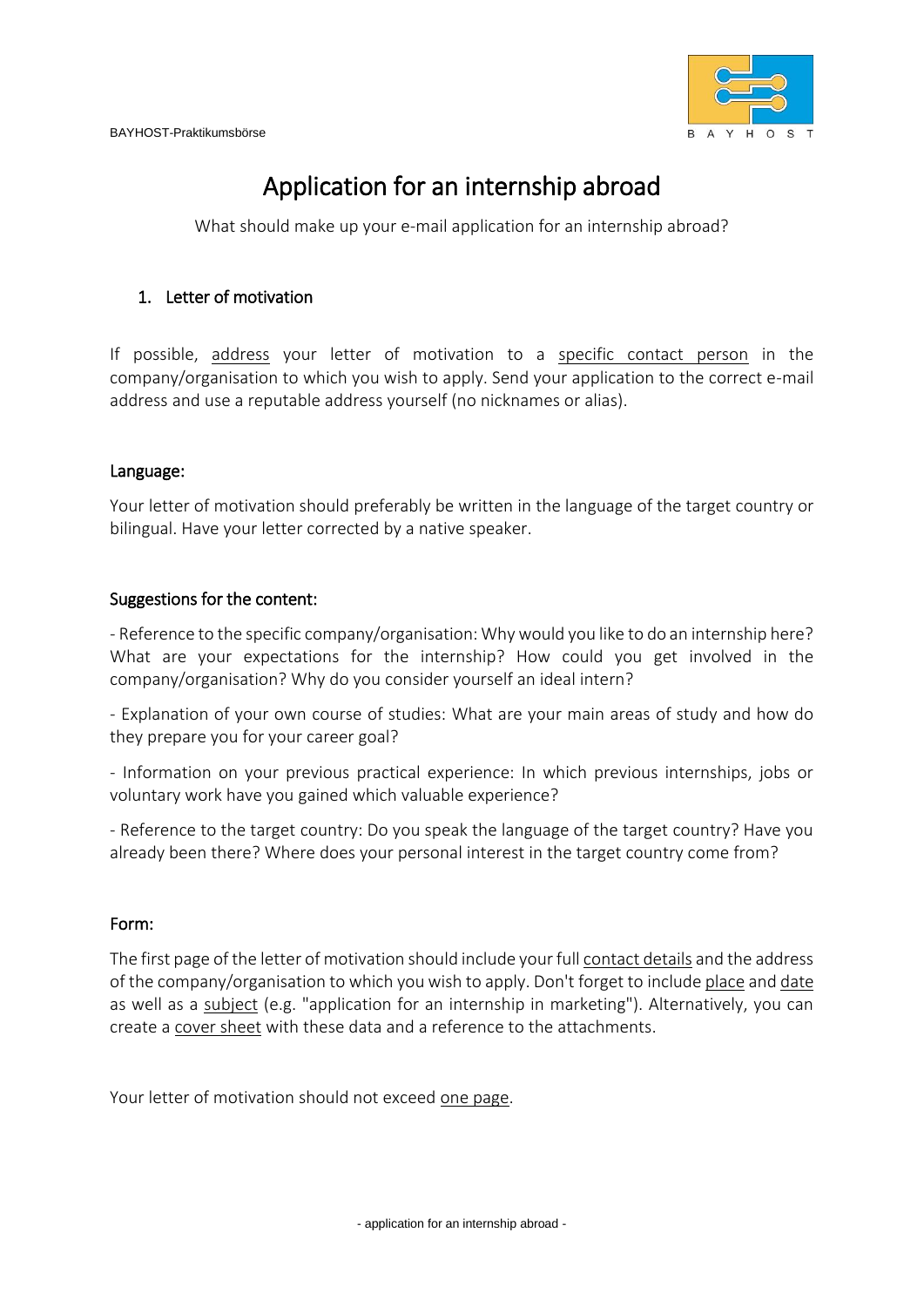# Application for an internship abroad

What should make up your e-mail application for an internship abroad?

## 1. Letter of motivation

If possible, address your letter of motivation to a specific contact person in the company/organisation to which you wish to apply. Send your application to the correct e-mail address and use a reputable address yourself (no nicknames or alias).

### Language:

Your letter of motivation should preferably be written in the language of the target country or bilingual. Have your letter corrected by a native speaker.

### Suggestions for the content:

- Reference to the specific company/organisation: Why would you like to do an internship here? What are your expectations for the internship? How could you get involved in the company/organisation? Why do you consider yourself an ideal intern?

- Explanation of your own course of studies: What are your main areas of study and how do they prepare you for your career goal?

- Information on your previous practical experience: In which previous internships, jobs or voluntary work have you gained which valuable experience?

- Reference to the target country: Do you speak the language of the target country? Have you already been there? Where does your personal interest in the target country come from?

### Form:

The first page of the letter of motivation should include your full contact details and the address of the company/organisation to which you wish to apply. Don't forget to include place and date as well as a subject (e.g. "application for an internship in marketing"). Alternatively, you can create a cover sheet with these data and a reference to the attachments.

Your letter of motivation should not exceed one page.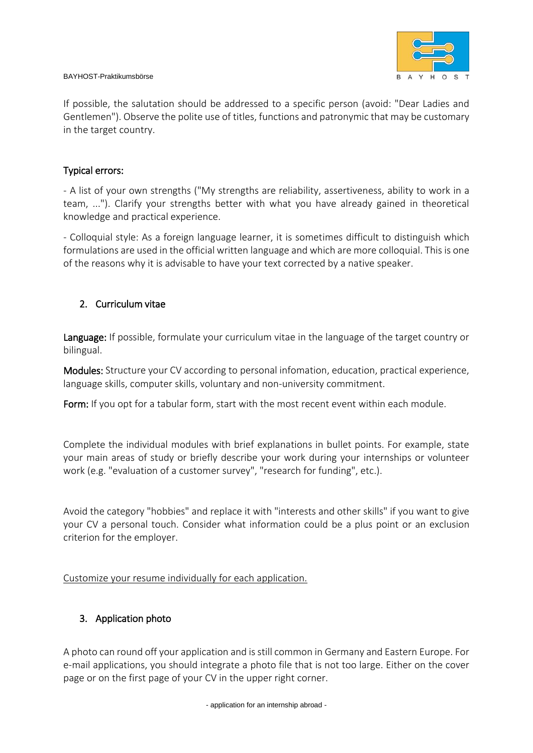If possible, the salutation should be addressed to a specific person (avoid: "Dear Ladies and Gentlemen"). Observe the polite use of titles, functions and patronymic that may be customary in the target country.

### Typical errors:

- A list of your own strengths ("My strengths are reliability, assertiveness, ability to work in a team, ..."). Clarify your strengths better with what you have already gained in theoretical knowledge and practical experience.

- Colloquial style: As a foreign language learner, it is sometimes difficult to distinguish which formulations are used in the official written language and which are more colloquial. This is one of the reasons why it is advisable to have your text corrected by a native speaker.

## 2. Curriculum vitae

**Language:** If possible, formulate your curriculum vitae in the language of the target country or bilingual.

**Modules:** Structure your CV according to personal infomation, education, practical experience, language skills, computer skills, voluntary and non-university commitment.

**Form:** If you opt for a tabular form, start with the most recent event within each module.

Complete the individual modules with brief explanations in bullet points. For example, state your main areas of study or briefly describe your work during your internships or volunteer work (e.g. "evaluation of a customer survey", "research for funding", etc.).

Avoid the category "hobbies" and replace it with "interests and other skills" if you want to give your CV a personal touch. Consider what information could be a plus point or an exclusion criterion for the employer.

Customize your resume individually for each application.

## 3. Application photo

A photo can round off your application and is still common in Germany and Eastern Europe. For e-mail applications, you should integrate a photo file that is not too large. Either on the cover page or on the first page of your CV in the upper right corner.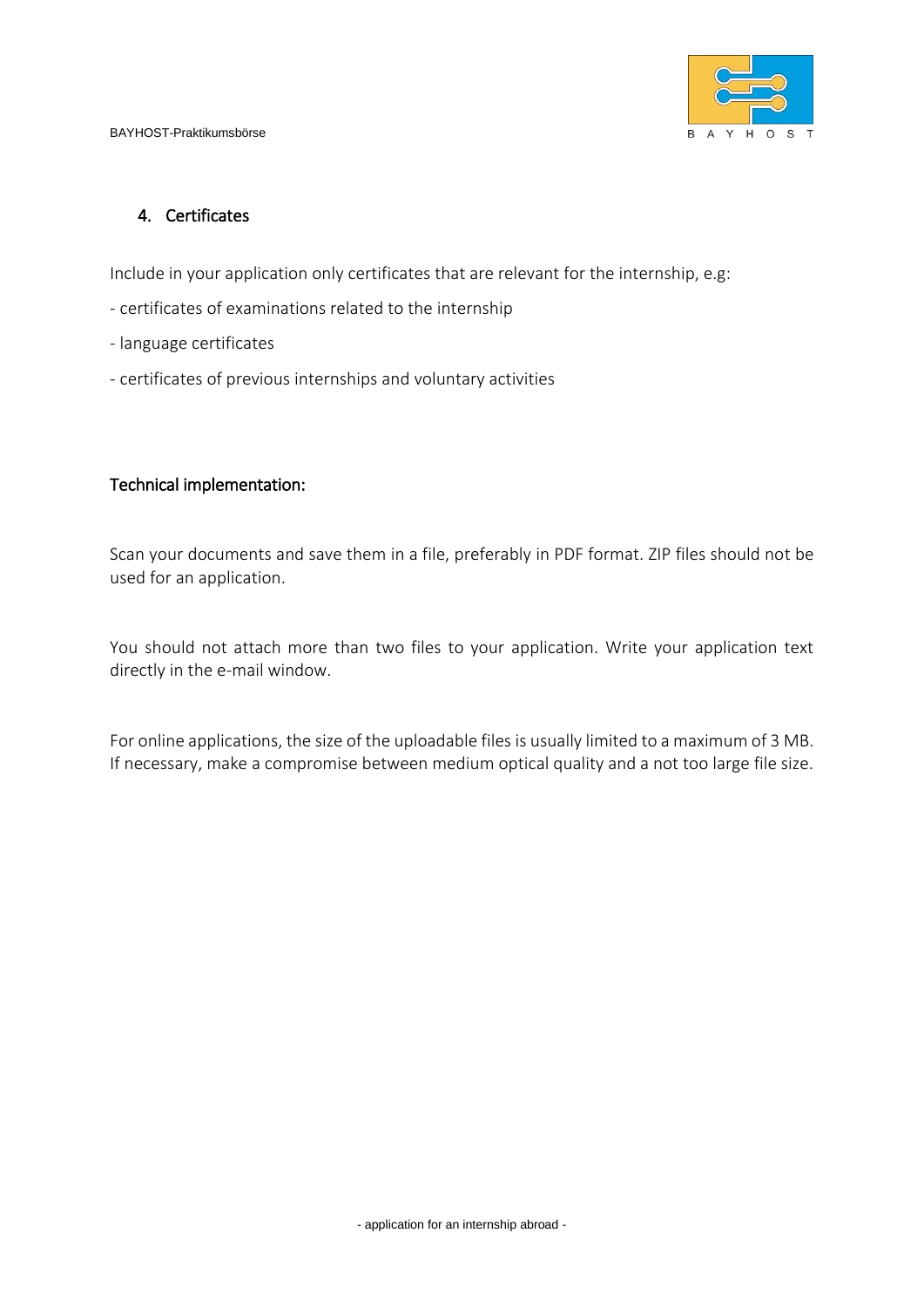## 4. Certificates

Include in your application only certificates that are relevant for the internship, e.g:

- certificates of examinations related to the internship
- language certificates
- certificates of previous internships and voluntary activities

### Technical implementation:

Scan your documents and save them in a file, preferably in PDF format. ZIP files should not be used for an application.

You should not attach more than two files to your application. Write your application text directly in the e-mail window.

For online applications, the size of the uploadable files is usually limited to a maximum of 3 MB. If necessary, make a compromise between medium optical quality and a not too large file size.